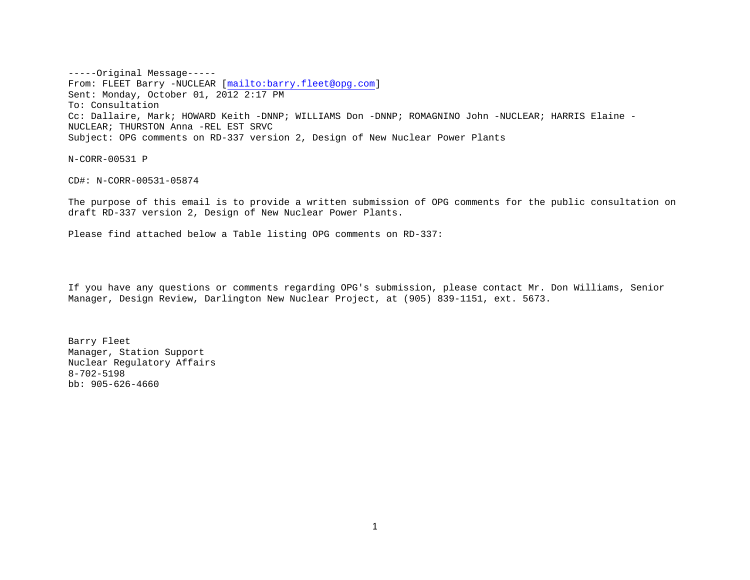-----Original Message-----
From: FLEET Barry -NUCLEAR [mailto:barry.fleet@opg.com]
Sent: Monday, October 01, 2012 2:17 PM
To: Consultation
Cc: Dallaire, Mark; HOWARD Keith -DNNP; WILLIAMS Don -DNNP; ROMAGNINO John -NUCLEAR; HARRIS Elaine -NUCLEAR; THURSTON Anna -REL EST SRVC
Subject: OPG comments on RD-337 version 2, Design of New Nuclear Power Plants

N-CORR-00531 P

CD#: N-CORR-00531-05874

The purpose of this email is to provide a written submission of OPG comments for the public consultation on draft RD-337 version 2, Design of New Nuclear Power Plants.

Please find attached below a Table listing OPG comments on RD-337:

If you have any questions or comments regarding OPG's submission, please contact Mr. Don Williams, Senior Manager, Design Review, Darlington New Nuclear Project, at (905) 839-1151, ext. 5673.

Barry Fleet
Manager, Station Support
Nuclear Regulatory Affairs
8-702-5198
bb: 905-626-4660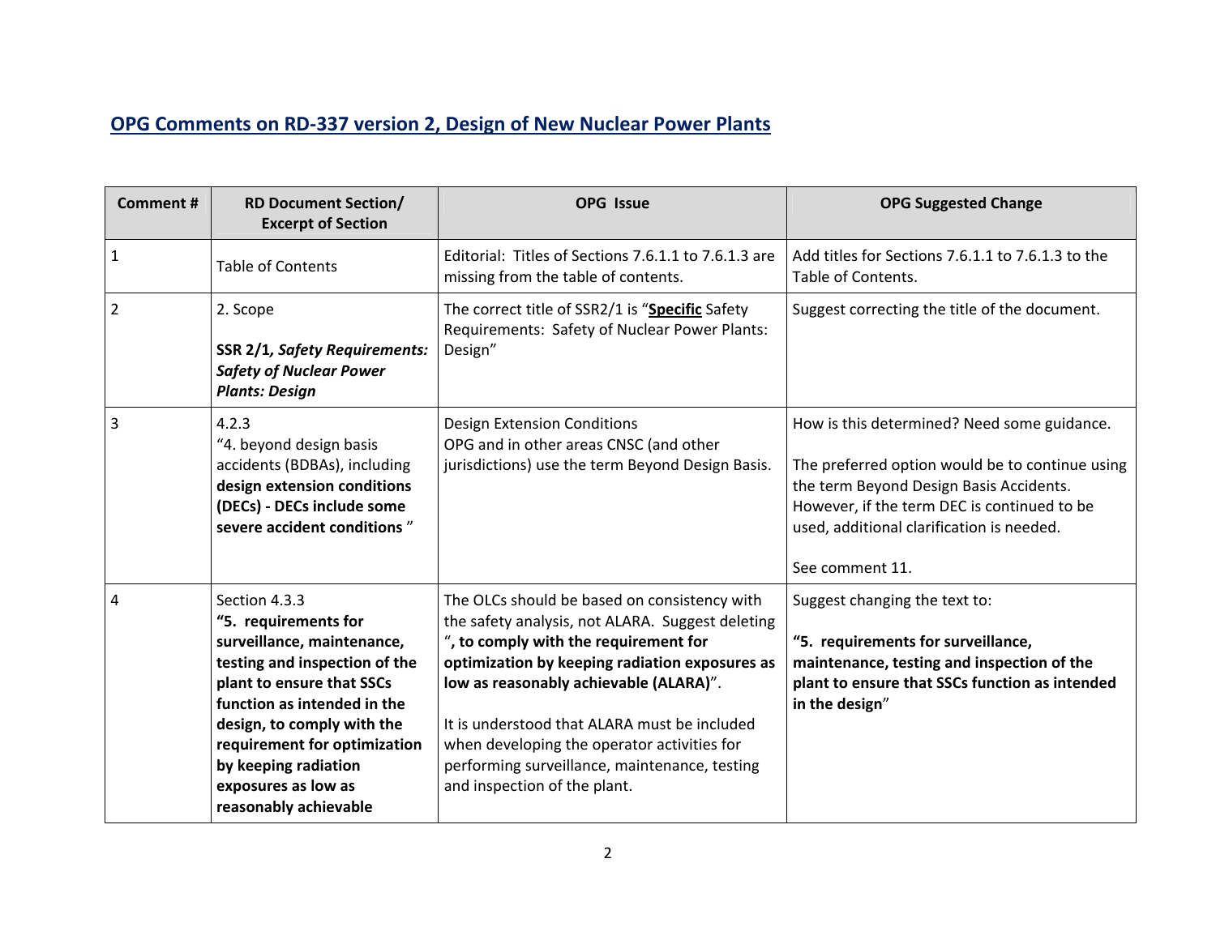## OPG Comments on RD-337 version 2, Design of New Nuclear Power Plants

| Comment # | RD Document Section/ Excerpt of Section | OPG Issue | OPG Suggested Change |
|---|---|---|---|
| 1 | Table of Contents | Editorial: Titles of Sections 7.6.1.1 to 7.6.1.3 are missing from the table of contents. | Add titles for Sections 7.6.1.1 to 7.6.1.3 to the Table of Contents. |
| 2 | 2. Scope<br><br>**SSR 2/1, *Safety Requirements: Safety of Nuclear Power Plants: Design*** | The correct title of SSR2/1 is "**Specific** Safety Requirements: Safety of Nuclear Power Plants: Design" | Suggest correcting the title of the document. |
| 3 | 4.2.3<br>"4. beyond design basis accidents (BDBAs), including **design extension conditions (DECs) - DECs include some severe accident conditions** " | Design Extension Conditions<br>OPG and in other areas CNSC (and other jurisdictions) use the term Beyond Design Basis. | How is this determined? Need some guidance.<br><br>The preferred option would be to continue using the term Beyond Design Basis Accidents. However, if the term DEC is continued to be used, additional clarification is needed.<br><br>See comment 11. |
| 4 | Section 4.3.3<br>**"5. requirements for surveillance, maintenance, testing and inspection of the plant to ensure that SSCs function as intended in the design, to comply with the requirement for optimization by keeping radiation exposures as low as reasonably achievable** | The OLCs should be based on consistency with the safety analysis, not ALARA. Suggest deleting "**, to comply with the requirement for optimization by keeping radiation exposures as low as reasonably achievable (ALARA)**".<br><br>It is understood that ALARA must be included when developing the operator activities for performing surveillance, maintenance, testing and inspection of the plant. | Suggest changing the text to:<br><br>**"5. requirements for surveillance, maintenance, testing and inspection of the plant to ensure that SSCs function as intended in the design**" |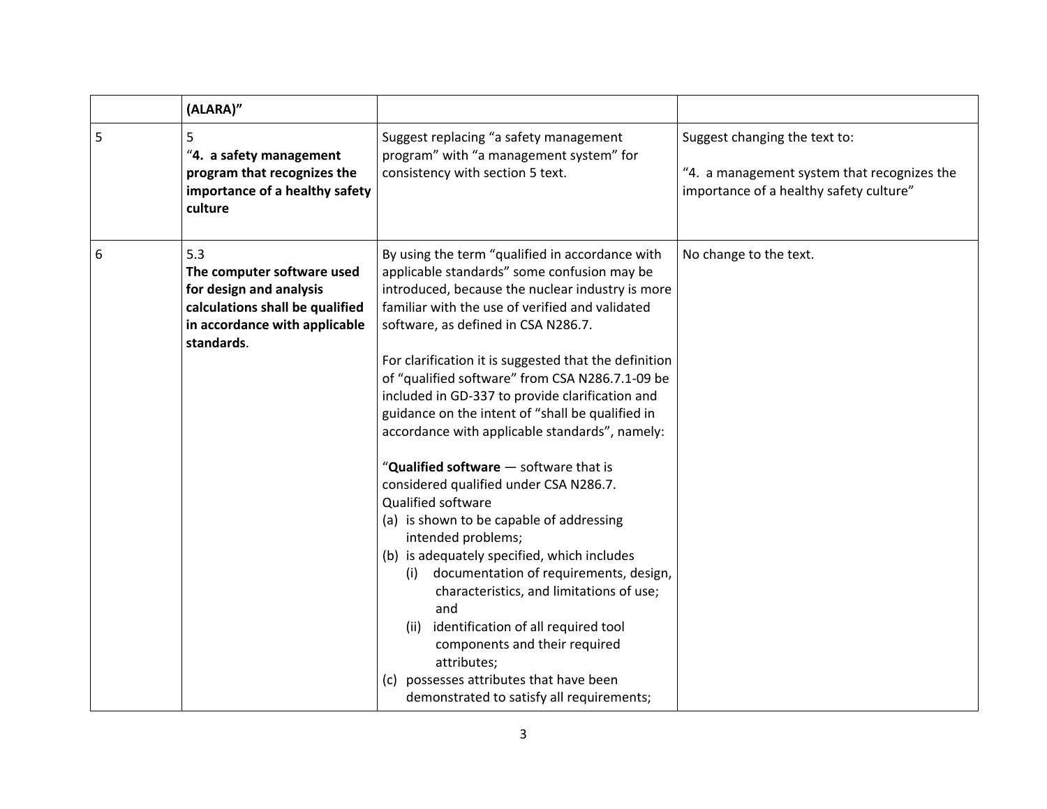| | | | |
|---|---|---|---|
| | **(ALARA)"** | | |
| 5 | 5<br>"**4. a safety management program that recognizes the importance of a healthy safety culture** | Suggest replacing "a safety management program" with "a management system" for consistency with section 5 text. | Suggest changing the text to:<br><br>"4. a management system that recognizes the importance of a healthy safety culture" |
| 6 | 5.3<br>**The computer software used for design and analysis calculations shall be qualified in accordance with applicable standards**. | By using the term "qualified in accordance with applicable standards" some confusion may be introduced, because the nuclear industry is more familiar with the use of verified and validated software, as defined in CSA N286.7.<br><br>For clarification it is suggested that the definition of "qualified software" from CSA N286.7.1-09 be included in GD-337 to provide clarification and guidance on the intent of "shall be qualified in accordance with applicable standards", namely:<br><br>"**Qualified software** — software that is considered qualified under CSA N286.7. Qualified software<br>(a) is shown to be capable of addressing intended problems;<br>(b) is adequately specified, which includes<br>(i) documentation of requirements, design, characteristics, and limitations of use; and<br>(ii) identification of all required tool components and their required attributes;<br>(c) possesses attributes that have been demonstrated to satisfy all requirements; | No change to the text. |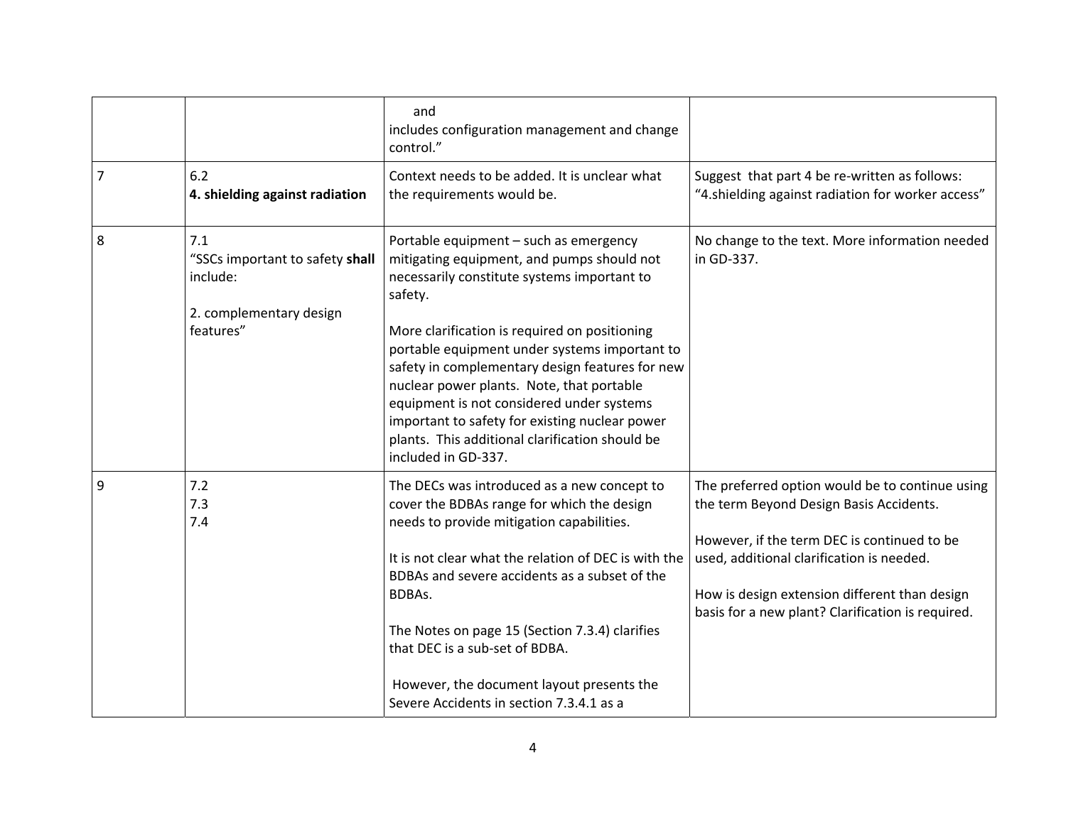| | | | |
|---|---|---|---|
| | | and<br>includes configuration management and change control." | |
| 7 | 6.2<br>**4. shielding against radiation** | Context needs to be added. It is unclear what the requirements would be. | Suggest that part 4 be re-written as follows: "4.shielding against radiation for worker access" |
| 8 | 7.1<br>"SSCs important to safety **shall** include:<br><br>2. complementary design features" | Portable equipment – such as emergency mitigating equipment, and pumps should not necessarily constitute systems important to safety.<br><br>More clarification is required on positioning portable equipment under systems important to safety in complementary design features for new nuclear power plants. Note, that portable equipment is not considered under systems important to safety for existing nuclear power plants. This additional clarification should be included in GD-337. | No change to the text. More information needed in GD-337. |
| 9 | 7.2<br>7.3<br>7.4 | The DECs was introduced as a new concept to cover the BDBAs range for which the design needs to provide mitigation capabilities.<br><br>It is not clear what the relation of DEC is with the BDBAs and severe accidents as a subset of the BDBAs.<br><br>The Notes on page 15 (Section 7.3.4) clarifies that DEC is a sub-set of BDBA.<br><br>However, the document layout presents the Severe Accidents in section 7.3.4.1 as a | The preferred option would be to continue using the term Beyond Design Basis Accidents.<br><br>However, if the term DEC is continued to be used, additional clarification is needed.<br><br>How is design extension different than design basis for a new plant? Clarification is required. |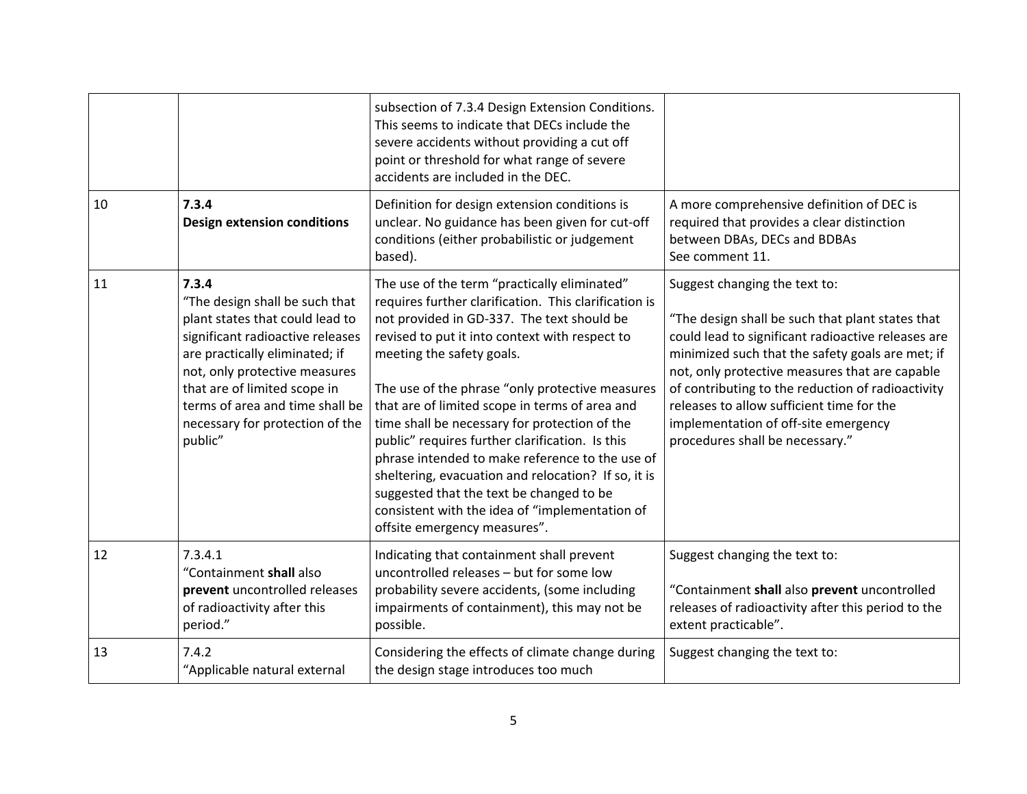| | | | |
|---|---|---|---|
| | | subsection of 7.3.4 Design Extension Conditions. This seems to indicate that DECs include the severe accidents without providing a cut off point or threshold for what range of severe accidents are included in the DEC. | |
| 10 | **7.3.4** **Design extension conditions** | Definition for design extension conditions is unclear. No guidance has been given for cut-off conditions (either probabilistic or judgement based). | A more comprehensive definition of DEC is required that provides a clear distinction between DBAs, DECs and BDBAs See comment 11. |
| 11 | **7.3.4** "The design shall be such that plant states that could lead to significant radioactive releases are practically eliminated; if not, only protective measures that are of limited scope in terms of area and time shall be necessary for protection of the public" | The use of the term "practically eliminated" requires further clarification. This clarification is not provided in GD-337. The text should be revised to put it into context with respect to meeting the safety goals.<br><br>The use of the phrase "only protective measures that are of limited scope in terms of area and time shall be necessary for protection of the public" requires further clarification. Is this phrase intended to make reference to the use of sheltering, evacuation and relocation? If so, it is suggested that the text be changed to be consistent with the idea of "implementation of offsite emergency measures". | Suggest changing the text to:<br><br>"The design shall be such that plant states that could lead to significant radioactive releases are minimized such that the safety goals are met; if not, only protective measures that are capable of contributing to the reduction of radioactivity releases to allow sufficient time for the implementation of off-site emergency procedures shall be necessary." |
| 12 | 7.3.4.1 "Containment **shall** also **prevent** uncontrolled releases of radioactivity after this period." | Indicating that containment shall prevent uncontrolled releases – but for some low probability severe accidents, (some including impairments of containment), this may not be possible. | Suggest changing the text to:<br><br>"Containment **shall** also **prevent** uncontrolled releases of radioactivity after this period to the extent practicable". |
| 13 | 7.4.2 "Applicable natural external | Considering the effects of climate change during the design stage introduces too much | Suggest changing the text to: |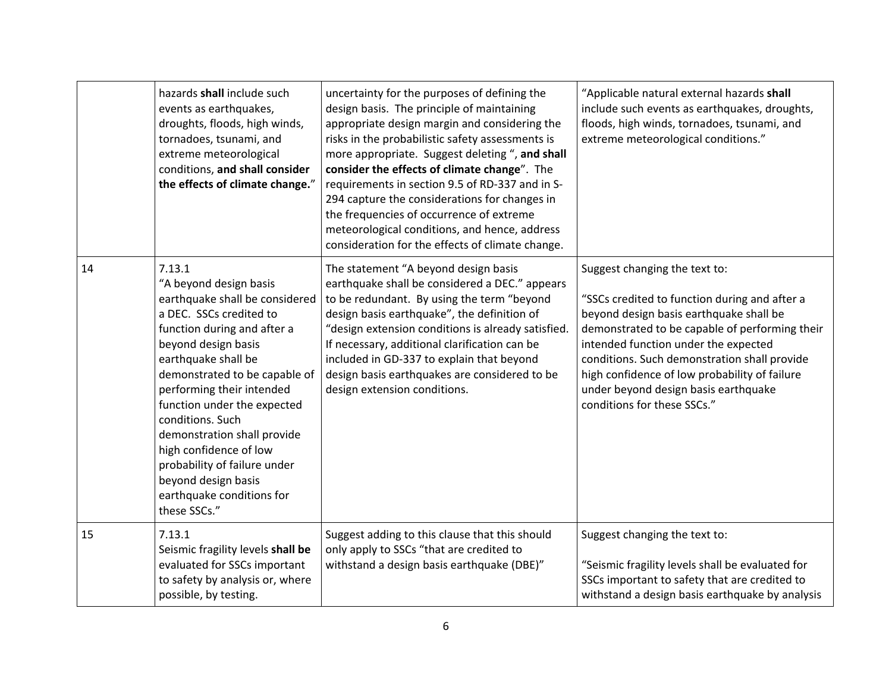| | | | |
|---|---|---|---|
| | hazards **shall** include such events as earthquakes, droughts, floods, high winds, tornadoes, tsunami, and extreme meteorological conditions, **and shall consider the effects of climate change.**" | uncertainty for the purposes of defining the design basis. The principle of maintaining appropriate design margin and considering the risks in the probabilistic safety assessments is more appropriate. Suggest deleting ", **and shall consider the effects of climate change**". The requirements in section 9.5 of RD-337 and in S-294 capture the considerations for changes in the frequencies of occurrence of extreme meteorological conditions, and hence, address consideration for the effects of climate change. | "Applicable natural external hazards **shall** include such events as earthquakes, droughts, floods, high winds, tornadoes, tsunami, and extreme meteorological conditions." |
| 14 | 7.13.1<br>"A beyond design basis earthquake shall be considered a DEC. SSCs credited to function during and after a beyond design basis earthquake shall be demonstrated to be capable of performing their intended function under the expected conditions. Such demonstration shall provide high confidence of low probability of failure under beyond design basis earthquake conditions for these SSCs." | The statement "A beyond design basis earthquake shall be considered a DEC." appears to be redundant. By using the term "beyond design basis earthquake", the definition of "design extension conditions is already satisfied. If necessary, additional clarification can be included in GD-337 to explain that beyond design basis earthquakes are considered to be design extension conditions. | Suggest changing the text to:<br><br>"SSCs credited to function during and after a beyond design basis earthquake shall be demonstrated to be capable of performing their intended function under the expected conditions. Such demonstration shall provide high confidence of low probability of failure under beyond design basis earthquake conditions for these SSCs." |
| 15 | 7.13.1<br>Seismic fragility levels **shall be** evaluated for SSCs important to safety by analysis or, where possible, by testing. | Suggest adding to this clause that this should only apply to SSCs "that are credited to withstand a design basis earthquake (DBE)" | Suggest changing the text to:<br><br>"Seismic fragility levels shall be evaluated for SSCs important to safety that are credited to withstand a design basis earthquake by analysis |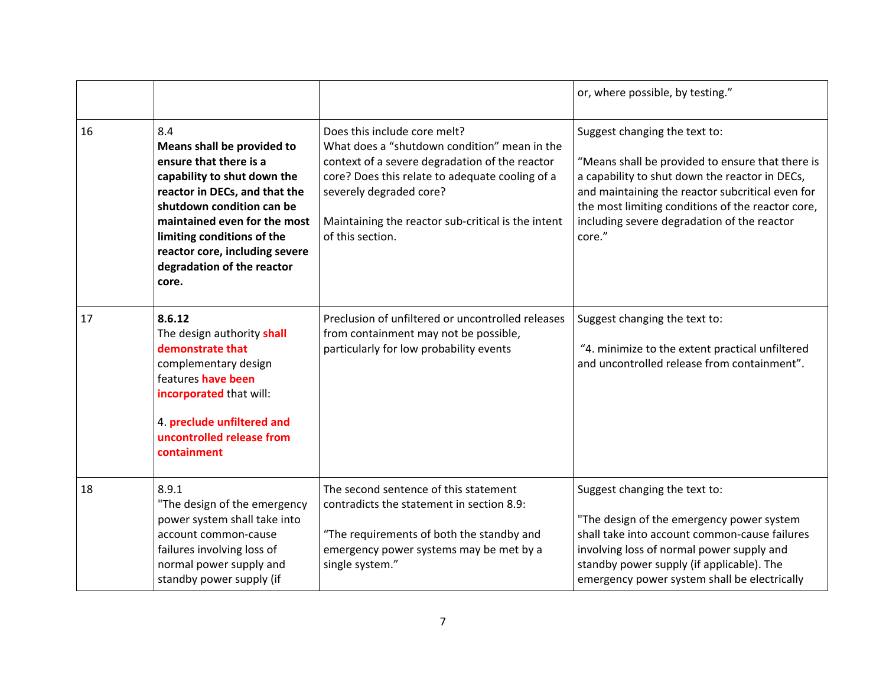| | | | |
|---|---|---|---|
| | | | or, where possible, by testing.” |
| 16 | 8.4<br>**Means shall be provided to ensure that there is a capability to shut down the reactor in DECs, and that the shutdown condition can be maintained even for the most limiting conditions of the reactor core, including severe degradation of the reactor core.** | Does this include core melt?<br>What does a “shutdown condition” mean in the context of a severe degradation of the reactor core? Does this relate to adequate cooling of a severely degraded core?<br><br>Maintaining the reactor sub-critical is the intent of this section. | Suggest changing the text to:<br><br>“Means shall be provided to ensure that there is a capability to shut down the reactor in DECs, and maintaining the reactor subcritical even for the most limiting conditions of the reactor core, including severe degradation of the reactor core.” |
| 17 | **8.6.12**<br>The design authority **shall demonstrate that** complementary design features **have been incorporated** that will:<br><br>4. **preclude unfiltered and uncontrolled release from containment** | Preclusion of unfiltered or uncontrolled releases from containment may not be possible, particularly for low probability events | Suggest changing the text to:<br><br>“4. minimize to the extent practical unfiltered and uncontrolled release from containment”. |
| 18 | 8.9.1<br>"The design of the emergency power system shall take into account common-cause failures involving loss of normal power supply and standby power supply (if | The second sentence of this statement contradicts the statement in section 8.9:<br><br>“The requirements of both the standby and emergency power systems may be met by a single system.” | Suggest changing the text to:<br><br>"The design of the emergency power system shall take into account common-cause failures involving loss of normal power supply and standby power supply (if applicable). The emergency power system shall be electrically |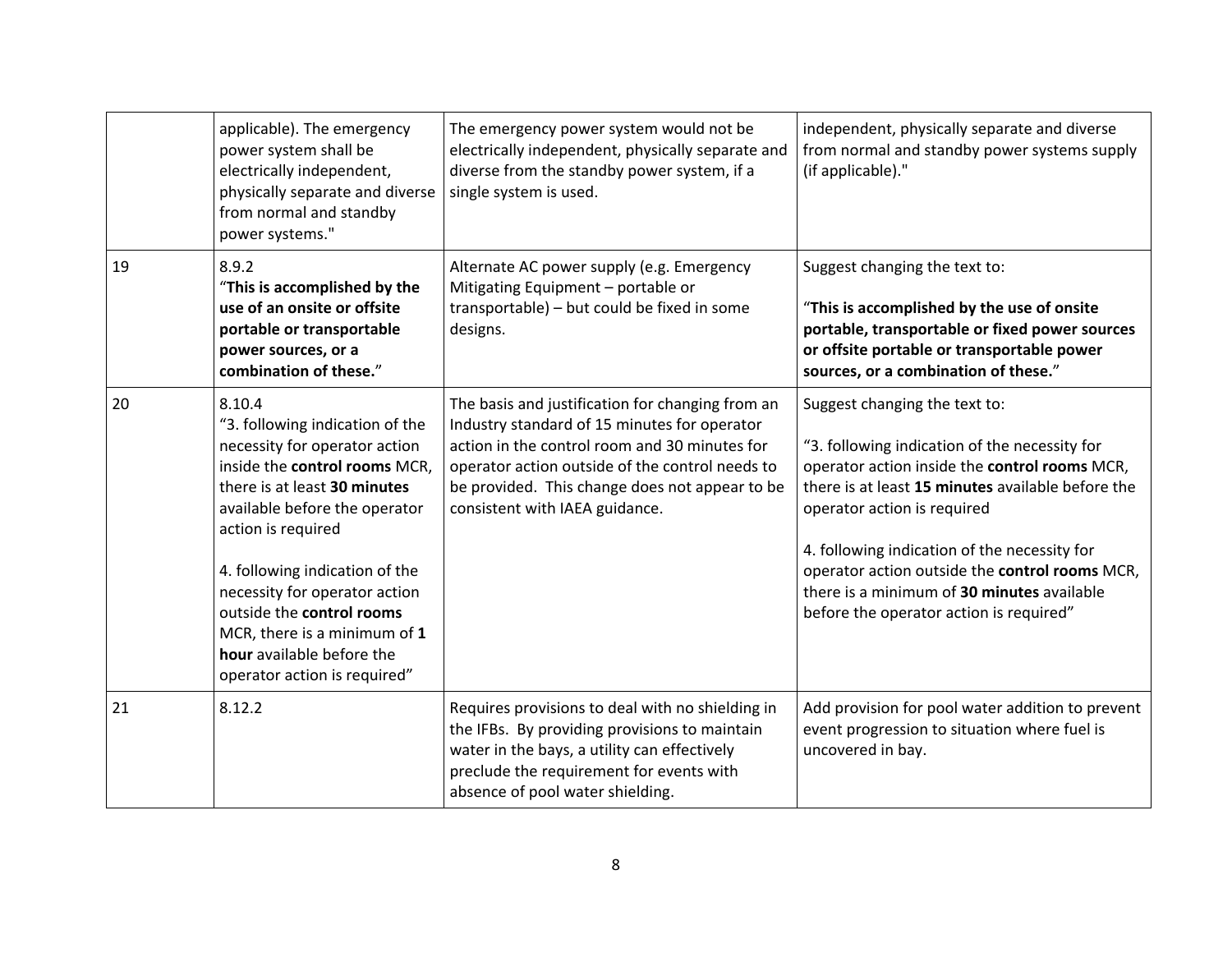| | | | |
|---|---|---|---|
| | applicable). The emergency power system shall be electrically independent, physically separate and diverse from normal and standby power systems." | The emergency power system would not be electrically independent, physically separate and diverse from the standby power system, if a single system is used. | independent, physically separate and diverse from normal and standby power systems supply (if applicable)." |
| 19 | 8.9.2<br>"**This is accomplished by the use of an onsite or offsite portable or transportable power sources, or a combination of these.**" | Alternate AC power supply (e.g. Emergency Mitigating Equipment – portable or transportable) – but could be fixed in some designs. | Suggest changing the text to:<br><br>"**This is accomplished by the use of onsite portable, transportable or fixed power sources or offsite portable or transportable power sources, or a combination of these.**" |
| 20 | 8.10.4<br>"3. following indication of the necessity for operator action inside the **control rooms** MCR, there is at least **30 minutes** available before the operator action is required<br><br>4. following indication of the necessity for operator action outside the **control rooms** MCR, there is a minimum of **1 hour** available before the operator action is required" | The basis and justification for changing from an Industry standard of 15 minutes for operator action in the control room and 30 minutes for operator action outside of the control needs to be provided. This change does not appear to be consistent with IAEA guidance. | Suggest changing the text to:<br><br>"3. following indication of the necessity for operator action inside the **control rooms** MCR, there is at least **15 minutes** available before the operator action is required<br><br>4. following indication of the necessity for operator action outside the **control rooms** MCR, there is a minimum of **30 minutes** available before the operator action is required" |
| 21 | 8.12.2 | Requires provisions to deal with no shielding in the IFBs. By providing provisions to maintain water in the bays, a utility can effectively preclude the requirement for events with absence of pool water shielding. | Add provision for pool water addition to prevent event progression to situation where fuel is uncovered in bay. |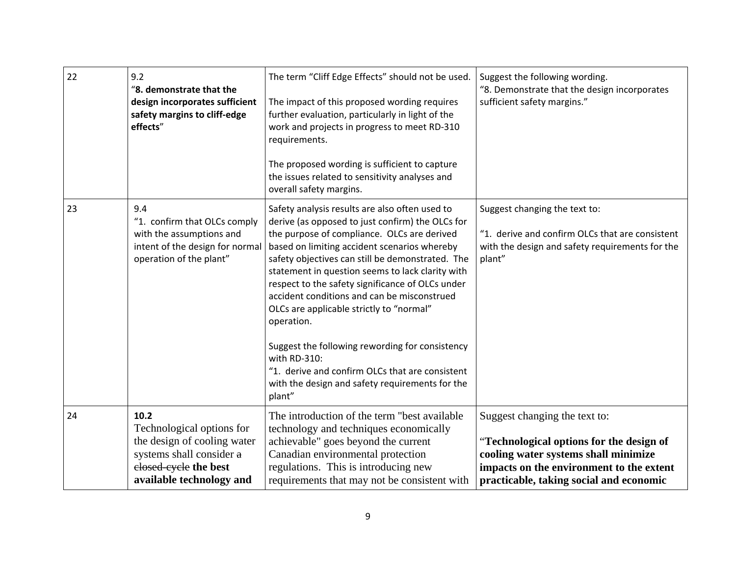| | | | |
|---|---|---|---|
| 22 | 9.2<br>"**8. demonstrate that the design incorporates sufficient safety margins to cliff-edge effects**" | The term "Cliff Edge Effects" should not be used.<br><br>The impact of this proposed wording requires further evaluation, particularly in light of the work and projects in progress to meet RD-310 requirements.<br><br>The proposed wording is sufficient to capture the issues related to sensitivity analyses and overall safety margins. | Suggest the following wording.<br>"8. Demonstrate that the design incorporates sufficient safety margins." |
| 23 | 9.4<br>"1. confirm that OLCs comply with the assumptions and intent of the design for normal operation of the plant" | Safety analysis results are also often used to derive (as opposed to just confirm) the OLCs for the purpose of compliance. OLCs are derived based on limiting accident scenarios whereby safety objectives can still be demonstrated. The statement in question seems to lack clarity with respect to the safety significance of OLCs under accident conditions and can be misconstrued OLCs are applicable strictly to "normal" operation.<br><br>Suggest the following rewording for consistency with RD-310:<br>"1. derive and confirm OLCs that are consistent with the design and safety requirements for the plant" | Suggest changing the text to:<br><br>"1. derive and confirm OLCs that are consistent with the design and safety requirements for the plant" |
| 24 | **10.2**<br>Technological options for the design of cooling water systems shall consider ~~a closed-cycle~~ **the best available technology and** | The introduction of the term "best available technology and techniques economically achievable" goes beyond the current Canadian environmental protection regulations. This is introducing new requirements that may not be consistent with | Suggest changing the text to:<br><br>"**Technological options for the design of cooling water systems shall minimize impacts on the environment to the extent practicable, taking social and economic** |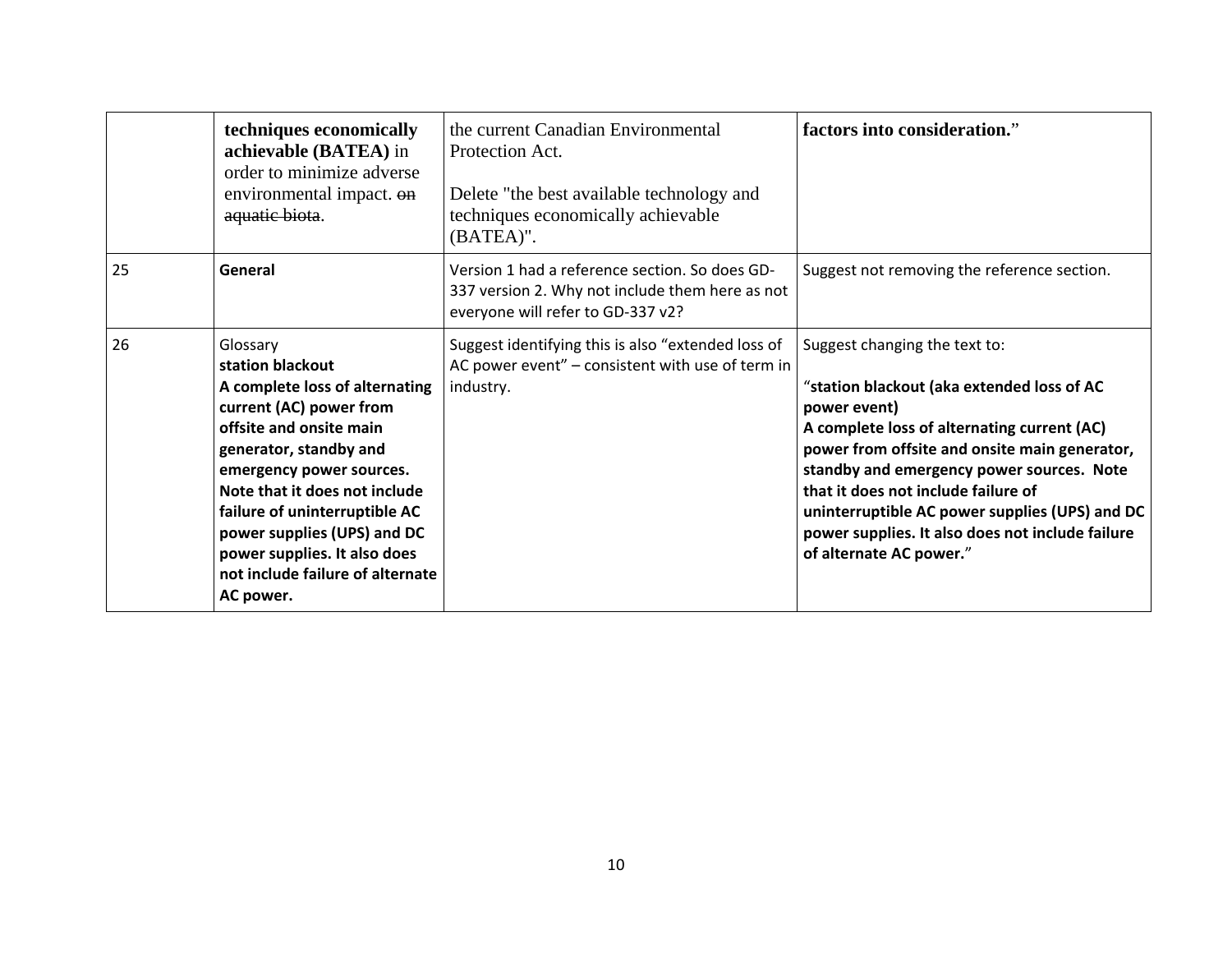| | | | |
|---|---|---|---|
| | **techniques economically achievable (BATEA)** in order to minimize adverse environmental impact. ~~on aquatic biota~~. | the current Canadian Environmental Protection Act.<br><br>Delete "the best available technology and techniques economically achievable (BATEA)". | **factors into consideration.**" |
| 25 | **General** | Version 1 had a reference section. So does GD-337 version 2. Why not include them here as not everyone will refer to GD-337 v2? | Suggest not removing the reference section. |
| 26 | Glossary<br>**station blackout**<br>**A complete loss of alternating current (AC) power from offsite and onsite main generator, standby and emergency power sources. Note that it does not include failure of uninterruptible AC power supplies (UPS) and DC power supplies. It also does not include failure of alternate AC power.** | Suggest identifying this is also "extended loss of AC power event" – consistent with use of term in industry. | Suggest changing the text to:<br><br>"**station blackout (aka extended loss of AC power event)**<br>**A complete loss of alternating current (AC) power from offsite and onsite main generator, standby and emergency power sources. Note that it does not include failure of uninterruptible AC power supplies (UPS) and DC power supplies. It also does not include failure of alternate AC power.**" |